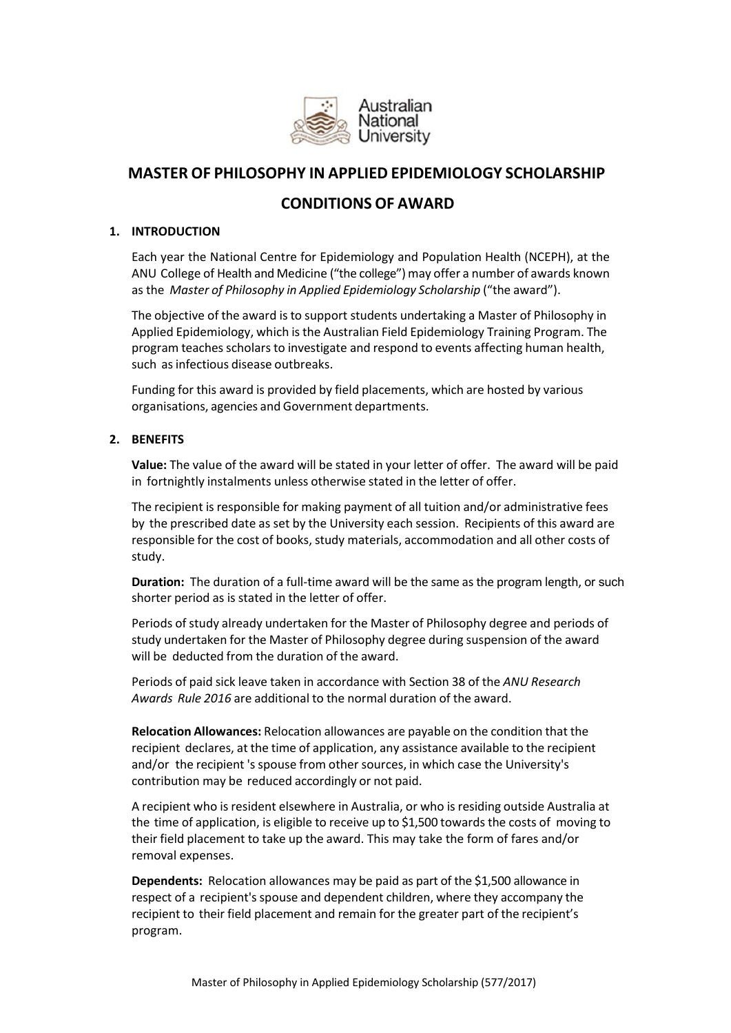# MASTER OF PHILOSOPHY IN APPLIED EPIDEMIOLOGY SCHOLARSHIP

## CONDITIONS OF AWARD

### 1. INTRODUCTION

Each year the National Centre for Epidemiology and Population Health (NCEPH), at the ANU College of Health and Medicine ("the college") may offer a number of awards known as the *Master of Philosophy in Applied Epidemiology Scholarship* ("the award").

The objective of the award is to support students undertaking a Master of Philosophy in Applied Epidemiology, which is the Australian Field Epidemiology Training Program. The program teaches scholars to investigate and respond to events affecting human health, such as infectious disease outbreaks.

Funding for this award is provided by field placements, which are hosted by various organisations, agencies and Government departments.

### 2. BENEFITS

**Value:** The value of the award will be stated in your letter of offer. The award will be paid in fortnightly instalments unless otherwise stated in the letter of offer.

The recipient is responsible for making payment of all tuition and/or administrative fees by the prescribed date as set by the University each session. Recipients of this award are responsible for the cost of books, study materials, accommodation and all other costs of study.

**Duration:** The duration of a full-time award will be the same as the program length, or such shorter period as is stated in the letter of offer.

Periods of study already undertaken for the Master of Philosophy degree and periods of study undertaken for the Master of Philosophy degree during suspension of the award will be deducted from the duration of the award.

Periods of paid sick leave taken in accordance with Section 38 of the *ANU Research Awards Rule 2016* are additional to the normal duration of the award.

**Relocation Allowances:** Relocation allowances are payable on the condition that the recipient declares, at the time of application, any assistance available to the recipient and/or the recipient 's spouse from other sources, in which case the University's contribution may be reduced accordingly or not paid.

A recipient who is resident elsewhere in Australia, or who is residing outside Australia at the time of application, is eligible to receive up to $1,500 towards the costs of moving to their field placement to take up the award. This may take the form of fares and/or removal expenses.

**Dependents:** Relocation allowances may be paid as part of the $1,500 allowance in respect of a recipient's spouse and dependent children, where they accompany the recipient to their field placement and remain for the greater part of the recipient's program.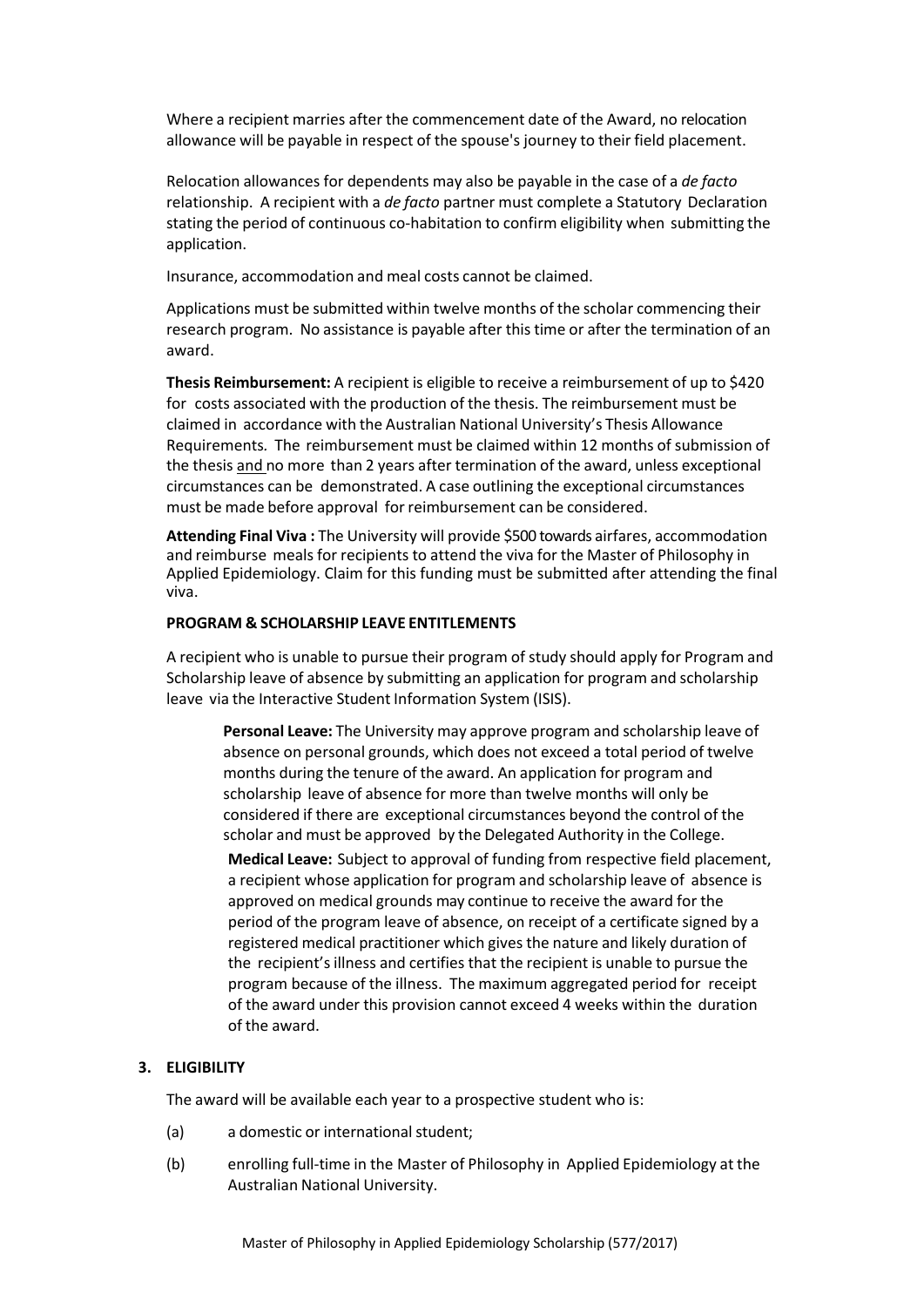Where a recipient marries after the commencement date of the Award, no relocation allowance will be payable in respect of the spouse's journey to their field placement.

Relocation allowances for dependents may also be payable in the case of a *de facto* relationship. A recipient with a *de facto* partner must complete a Statutory Declaration stating the period of continuous co-habitation to confirm eligibility when submitting the application.

Insurance, accommodation and meal costs cannot be claimed.

Applications must be submitted within twelve months of the scholar commencing their research program. No assistance is payable after this time or after the termination of an award.

**Thesis Reimbursement:** A recipient is eligible to receive a reimbursement of up to $420 for costs associated with the production of the thesis. The reimbursement must be claimed in accordance with the Australian National University's Thesis Allowance Requirements. The reimbursement must be claimed within 12 months of submission of the thesis <u>and</u> no more than 2 years after termination of the award, unless exceptional circumstances can be demonstrated. A case outlining the exceptional circumstances must be made before approval for reimbursement can be considered.

**Attending Final Viva :** The University will provide $500 towards airfares, accommodation and reimburse meals for recipients to attend the viva for the Master of Philosophy in Applied Epidemiology. Claim for this funding must be submitted after attending the final viva.

**PROGRAM & SCHOLARSHIP LEAVE ENTITLEMENTS**

A recipient who is unable to pursue their program of study should apply for Program and Scholarship leave of absence by submitting an application for program and scholarship leave via the Interactive Student Information System (ISIS).

> **Personal Leave:** The University may approve program and scholarship leave of absence on personal grounds, which does not exceed a total period of twelve months during the tenure of the award. An application for program and scholarship leave of absence for more than twelve months will only be considered if there are exceptional circumstances beyond the control of the scholar and must be approved by the Delegated Authority in the College.
>
> **Medical Leave:** Subject to approval of funding from respective field placement, a recipient whose application for program and scholarship leave of absence is approved on medical grounds may continue to receive the award for the period of the program leave of absence, on receipt of a certificate signed by a registered medical practitioner which gives the nature and likely duration of the recipient's illness and certifies that the recipient is unable to pursue the program because of the illness. The maximum aggregated period for receipt of the award under this provision cannot exceed 4 weeks within the duration of the award.

**3. ELIGIBILITY**

The award will be available each year to a prospective student who is:

(a) a domestic or international student;

(b) enrolling full-time in the Master of Philosophy in Applied Epidemiology at the Australian National University.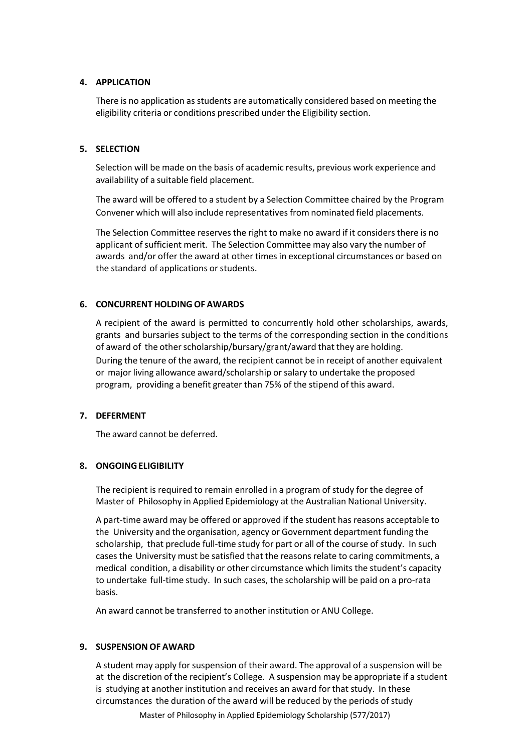## 4. APPLICATION

There is no application as students are automatically considered based on meeting the eligibility criteria or conditions prescribed under the Eligibility section.

## 5. SELECTION

Selection will be made on the basis of academic results, previous work experience and availability of a suitable field placement.

The award will be offered to a student by a Selection Committee chaired by the Program Convener which will also include representatives from nominated field placements.

The Selection Committee reserves the right to make no award if it considers there is no applicant of sufficient merit. The Selection Committee may also vary the number of awards and/or offer the award at other times in exceptional circumstances or based on the standard of applications or students.

## 6. CONCURRENT HOLDING OF AWARDS

A recipient of the award is permitted to concurrently hold other scholarships, awards, grants and bursaries subject to the terms of the corresponding section in the conditions of award of the other scholarship/bursary/grant/award that they are holding.

During the tenure of the award, the recipient cannot be in receipt of another equivalent or major living allowance award/scholarship or salary to undertake the proposed program, providing a benefit greater than 75% of the stipend of this award.

## 7. DEFERMENT

The award cannot be deferred.

## 8. ONGOING ELIGIBILITY

The recipient is required to remain enrolled in a program of study for the degree of Master of Philosophy in Applied Epidemiology at the Australian National University.

A part-time award may be offered or approved if the student has reasons acceptable to the University and the organisation, agency or Government department funding the scholarship, that preclude full-time study for part or all of the course of study. In such cases the University must be satisfied that the reasons relate to caring commitments, a medical condition, a disability or other circumstance which limits the student's capacity to undertake full-time study. In such cases, the scholarship will be paid on a pro-rata basis.

An award cannot be transferred to another institution or ANU College.

## 9. SUSPENSION OF AWARD

A student may apply for suspension of their award. The approval of a suspension will be at the discretion of the recipient's College. A suspension may be appropriate if a student is studying at another institution and receives an award for that study. In these circumstances the duration of the award will be reduced by the periods of study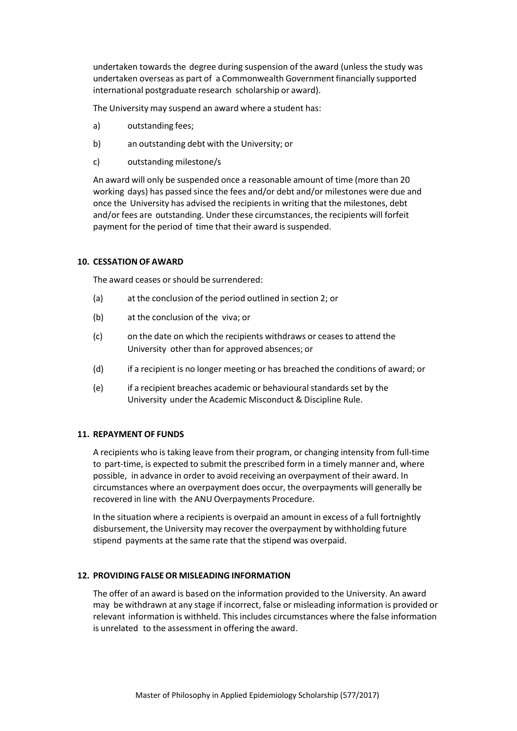undertaken towards the degree during suspension of the award (unless the study was undertaken overseas as part of a Commonwealth Government financially supported international postgraduate research scholarship or award).

The University may suspend an award where a student has:

a) outstanding fees;

b) an outstanding debt with the University; or

c) outstanding milestone/s

An award will only be suspended once a reasonable amount of time (more than 20 working days) has passed since the fees and/or debt and/or milestones were due and once the University has advised the recipients in writing that the milestones, debt and/or fees are outstanding. Under these circumstances, the recipients will forfeit payment for the period of time that their award is suspended.

## 10. CESSATION OF AWARD

The award ceases or should be surrendered:

(a) at the conclusion of the period outlined in section 2; or

(b) at the conclusion of the viva; or

(c) on the date on which the recipients withdraws or ceases to attend the University other than for approved absences; or

(d) if a recipient is no longer meeting or has breached the conditions of award; or

(e) if a recipient breaches academic or behavioural standards set by the University under the Academic Misconduct & Discipline Rule.

## 11. REPAYMENT OF FUNDS

A recipients who is taking leave from their program, or changing intensity from full-time to part-time, is expected to submit the prescribed form in a timely manner and, where possible, in advance in order to avoid receiving an overpayment of their award. In circumstances where an overpayment does occur, the overpayments will generally be recovered in line with the ANU Overpayments Procedure.

In the situation where a recipients is overpaid an amount in excess of a full fortnightly disbursement, the University may recover the overpayment by withholding future stipend payments at the same rate that the stipend was overpaid.

## 12. PROVIDING FALSE OR MISLEADING INFORMATION

The offer of an award is based on the information provided to the University. An award may be withdrawn at any stage if incorrect, false or misleading information is provided or relevant information is withheld. This includes circumstances where the false information is unrelated to the assessment in offering the award.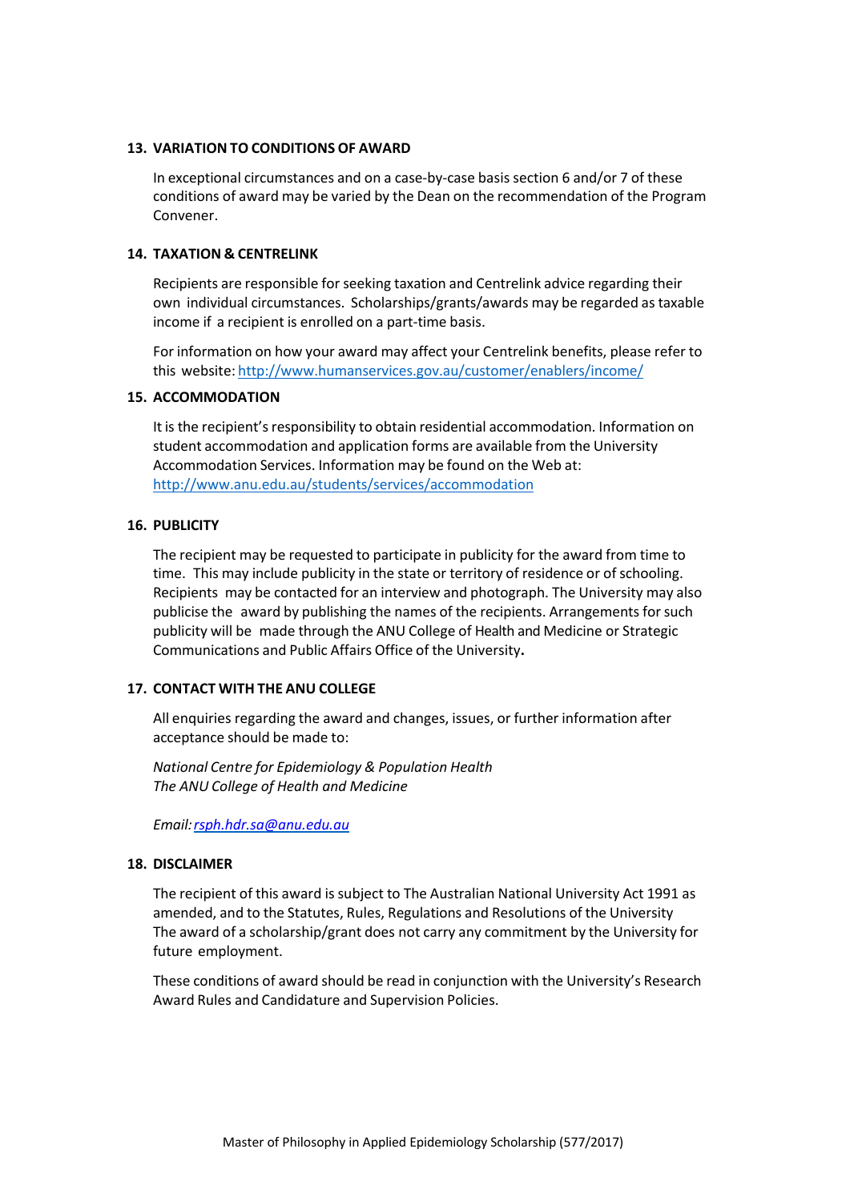## 13. VARIATION TO CONDITIONS OF AWARD

In exceptional circumstances and on a case-by-case basis section 6 and/or 7 of these conditions of award may be varied by the Dean on the recommendation of the Program Convener.

## 14. TAXATION & CENTRELINK

Recipients are responsible for seeking taxation and Centrelink advice regarding their own individual circumstances. Scholarships/grants/awards may be regarded as taxable income if a recipient is enrolled on a part-time basis.

For information on how your award may affect your Centrelink benefits, please refer to this website: http://www.humanservices.gov.au/customer/enablers/income/

## 15. ACCOMMODATION

It is the recipient's responsibility to obtain residential accommodation. Information on student accommodation and application forms are available from the University Accommodation Services. Information may be found on the Web at: http://www.anu.edu.au/students/services/accommodation

## 16. PUBLICITY

The recipient may be requested to participate in publicity for the award from time to time. This may include publicity in the state or territory of residence or of schooling. Recipients may be contacted for an interview and photograph. The University may also publicise the award by publishing the names of the recipients. Arrangements for such publicity will be made through the ANU College of Health and Medicine or Strategic Communications and Public Affairs Office of the University.

## 17. CONTACT WITH THE ANU COLLEGE

All enquiries regarding the award and changes, issues, or further information after acceptance should be made to:

*National Centre for Epidemiology & Population Health*
*The ANU College of Health and Medicine*

*Email: rsph.hdr.sa@anu.edu.au*

## 18. DISCLAIMER

The recipient of this award is subject to The Australian National University Act 1991 as amended, and to the Statutes, Rules, Regulations and Resolutions of the University The award of a scholarship/grant does not carry any commitment by the University for future employment.

These conditions of award should be read in conjunction with the University's Research Award Rules and Candidature and Supervision Policies.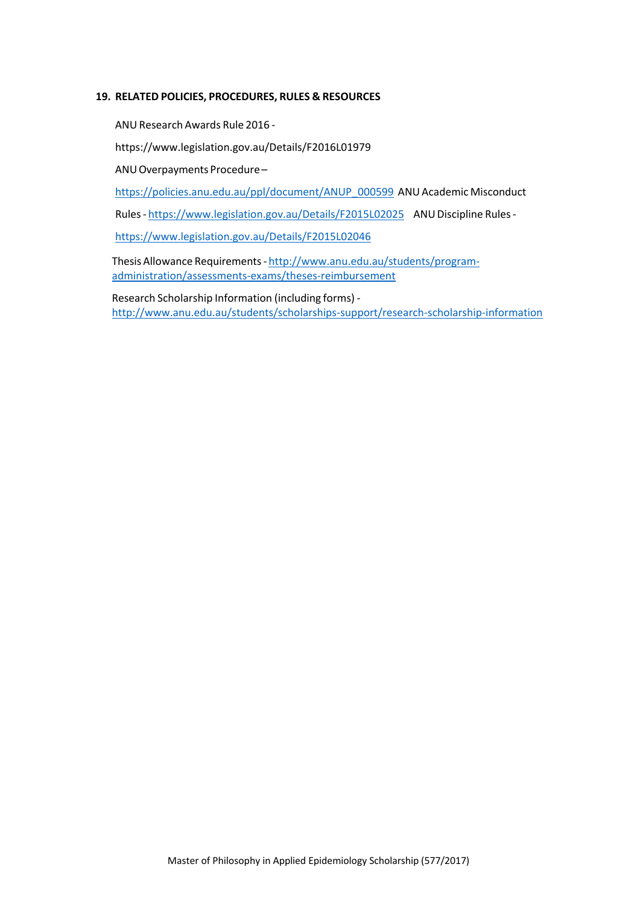## 19. RELATED POLICIES, PROCEDURES, RULES & RESOURCES

ANU Research Awards Rule 2016 -

https://www.legislation.gov.au/Details/F2016L01979

ANU Overpayments Procedure –

https://policies.anu.edu.au/ppl/document/ANUP_000599 ANU Academic Misconduct

Rules - https://www.legislation.gov.au/Details/F2015L02025 ANU Discipline Rules -

https://www.legislation.gov.au/Details/F2015L02046

Thesis Allowance Requirements - http://www.anu.edu.au/students/program-administration/assessments-exams/theses-reimbursement

Research Scholarship Information (including forms) - http://www.anu.edu.au/students/scholarships-support/research-scholarship-information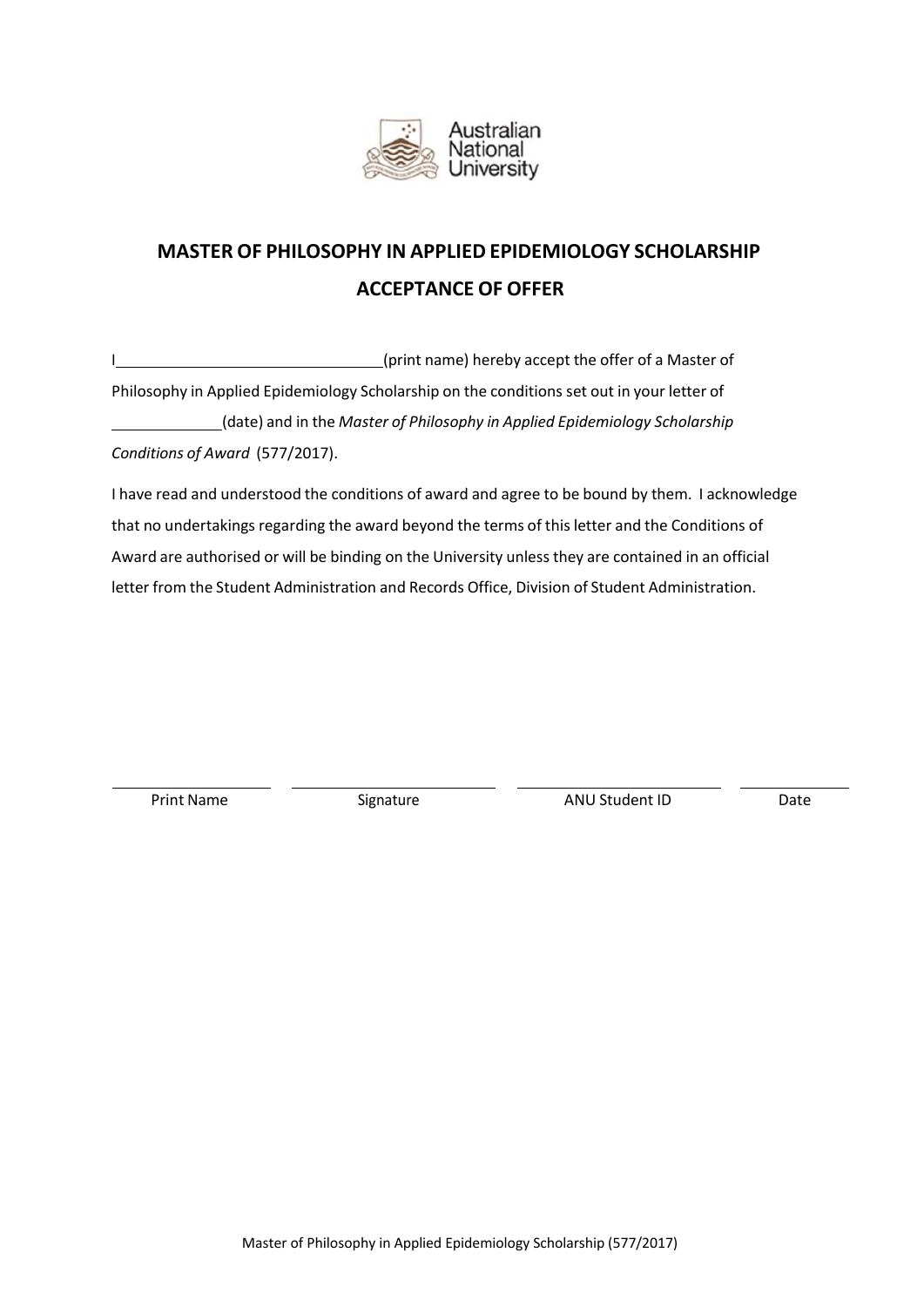Australian National University

# MASTER OF PHILOSOPHY IN APPLIED EPIDEMIOLOGY SCHOLARSHIP

## ACCEPTANCE OF OFFER

I ________________________________(print name) hereby accept the offer of a Master of Philosophy in Applied Epidemiology Scholarship on the conditions set out in your letter of ____________(date) and in the *Master of Philosophy in Applied Epidemiology Scholarship Conditions of Award* (577/2017).

I have read and understood the conditions of award and agree to be bound by them. I acknowledge that no undertakings regarding the award beyond the terms of this letter and the Conditions of Award are authorised or will be binding on the University unless they are contained in an official letter from the Student Administration and Records Office, Division of Student Administration.

| | | | |
|---|---|---|---|
| ____________________ | ________________________ | ________________________ | ____________ |
| Print Name | Signature | ANU Student ID | Date |

Master of Philosophy in Applied Epidemiology Scholarship (577/2017)